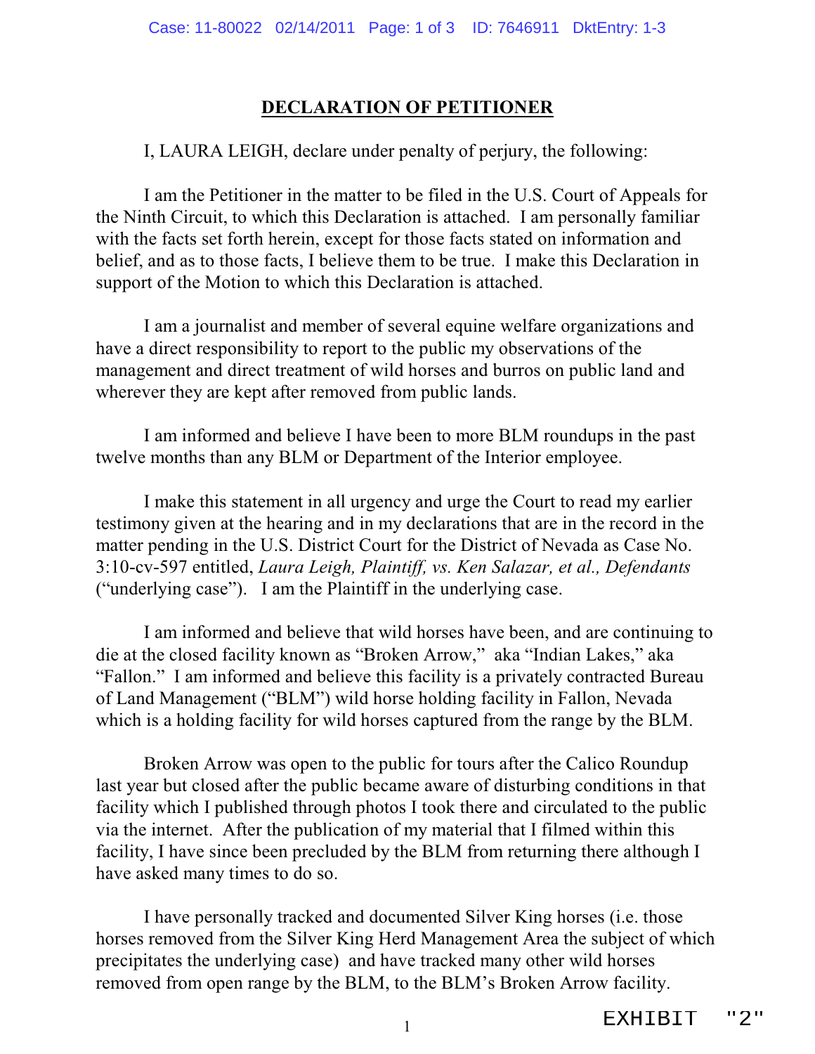# DECLARATION OF PETITIONER

I, LAURA LEIGH, declare under penalty of perjury, the following:

I am the Petitioner in the matter to be filed in the U.S. Court of Appeals for the Ninth Circuit, to which this Declaration is attached. I am personally familiar with the facts set forth herein, except for those facts stated on information and belief, and as to those facts, I believe them to be true. I make this Declaration in support of the Motion to which this Declaration is attached.

I am a journalist and member of several equine welfare organizations and have a direct responsibility to report to the public my observations of the management and direct treatment of wild horses and burros on public land and wherever they are kept after removed from public lands.

I am informed and believe I have been to more BLM roundups in the past twelve months than any BLM or Department of the Interior employee.

I make this statement in all urgency and urge the Court to read my earlier testimony given at the hearing and in my declarations that are in the record in the matter pending in the U.S. District Court for the District of Nevada as Case No. 3:10-cv-597 entitled, *Laura Leigh, Plaintiff, vs. Ken Salazar, et al., Defendants* ("underlying case"). I am the Plaintiff in the underlying case.

I am informed and believe that wild horses have been, and are continuing to die at the closed facility known as "Broken Arrow," aka "Indian Lakes," aka "Fallon." I am informed and believe this facility is a privately contracted Bureau of Land Management ("BLM") wild horse holding facility in Fallon, Nevada which is a holding facility for wild horses captured from the range by the BLM.

Broken Arrow was open to the public for tours after the Calico Roundup last year but closed after the public became aware of disturbing conditions in that facility which I published through photos I took there and circulated to the public via the internet. After the publication of my material that I filmed within this facility, I have since been precluded by the BLM from returning there although I have asked many times to do so.

I have personally tracked and documented Silver King horses (i.e. those horses removed from the Silver King Herd Management Area the subject of which precipitates the underlying case) and have tracked many other wild horses removed from open range by the BLM, to the BLM's Broken Arrow facility.

EXHIBIT "2"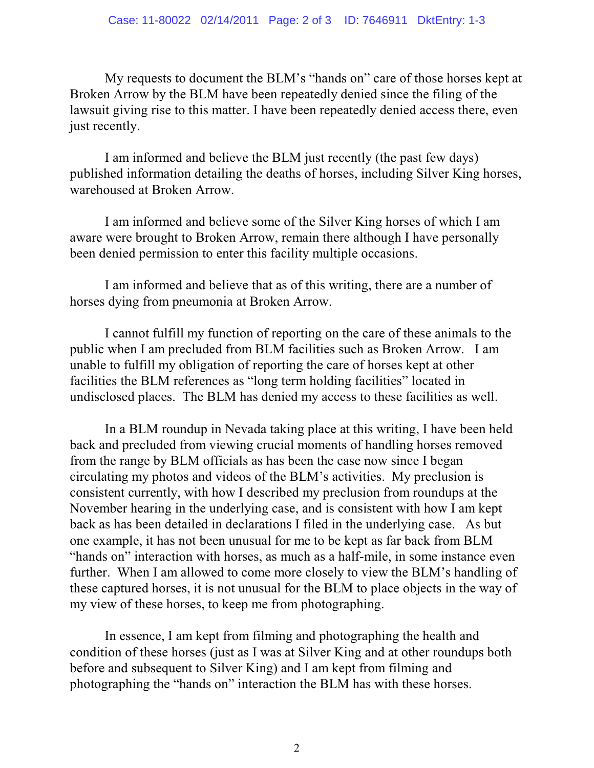My requests to document the BLM's "hands on" care of those horses kept at Broken Arrow by the BLM have been repeatedly denied since the filing of the lawsuit giving rise to this matter. I have been repeatedly denied access there, even just recently.

I am informed and believe the BLM just recently (the past few days) published information detailing the deaths of horses, including Silver King horses, warehoused at Broken Arrow.

I am informed and believe some of the Silver King horses of which I am aware were brought to Broken Arrow, remain there although I have personally been denied permission to enter this facility multiple occasions.

I am informed and believe that as of this writing, there are a number of horses dying from pneumonia at Broken Arrow.

I cannot fulfill my function of reporting on the care of these animals to the public when I am precluded from BLM facilities such as Broken Arrow. I am unable to fulfill my obligation of reporting the care of horses kept at other facilities the BLM references as "long term holding facilities" located in undisclosed places. The BLM has denied my access to these facilities as well.

In a BLM roundup in Nevada taking place at this writing, I have been held back and precluded from viewing crucial moments of handling horses removed from the range by BLM officials as has been the case now since I began circulating my photos and videos of the BLM's activities. My preclusion is consistent currently, with how I described my preclusion from roundups at the November hearing in the underlying case, and is consistent with how I am kept back as has been detailed in declarations I filed in the underlying case. As but one example, it has not been unusual for me to be kept as far back from BLM "hands on" interaction with horses, as much as a half-mile, in some instance even further. When I am allowed to come more closely to view the BLM's handling of these captured horses, it is not unusual for the BLM to place objects in the way of my view of these horses, to keep me from photographing.

In essence, I am kept from filming and photographing the health and condition of these horses (just as I was at Silver King and at other roundups both before and subsequent to Silver King) and I am kept from filming and photographing the "hands on" interaction the BLM has with these horses.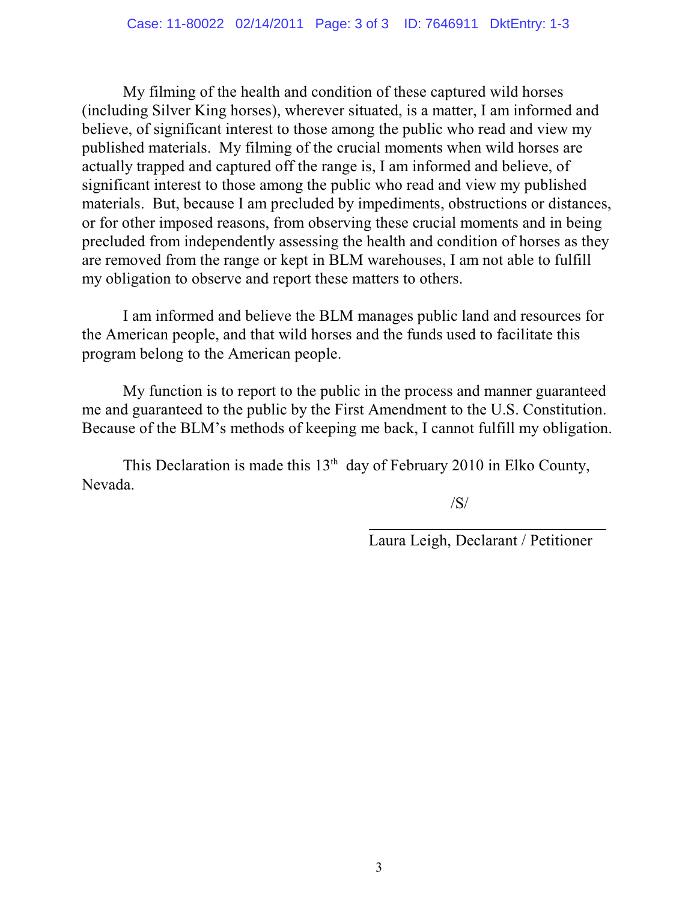My filming of the health and condition of these captured wild horses (including Silver King horses), wherever situated, is a matter, I am informed and believe, of significant interest to those among the public who read and view my published materials. My filming of the crucial moments when wild horses are actually trapped and captured off the range is, I am informed and believe, of significant interest to those among the public who read and view my published materials. But, because I am precluded by impediments, obstructions or distances, or for other imposed reasons, from observing these crucial moments and in being precluded from independently assessing the health and condition of horses as they are removed from the range or kept in BLM warehouses, I am not able to fulfill my obligation to observe and report these matters to others.

I am informed and believe the BLM manages public land and resources for the American people, and that wild horses and the funds used to facilitate this program belong to the American people.

My function is to report to the public in the process and manner guaranteed me and guaranteed to the public by the First Amendment to the U.S. Constitution. Because of the BLM's methods of keeping me back, I cannot fulfill my obligation.

This Declaration is made this 13th day of February 2010 in Elko County, Nevada.

/S/

Laura Leigh, Declarant / Petitioner